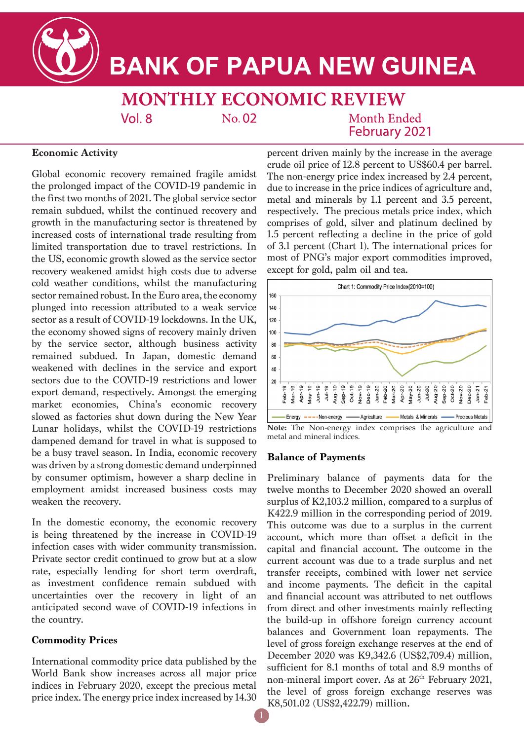# BANK OF PAPUA NEW GUINEA

## MONTHLY ECONOMIC REVIEW

Vol. 8 No. 02 Month Ended February 2021

### Economic Activity

Global economic recovery remained fragile amidst the prolonged impact of the COVID-19 pandemic in the first two months of 2021. The global service sector remain subdued, whilst the continued recovery and growth in the manufacturing sector is threatened by increased costs of international trade resulting from limited transportation due to travel restrictions. In the US, economic growth slowed as the service sector recovery weakened amidst high costs due to adverse cold weather conditions, whilst the manufacturing sector remained robust. In the Euro area, the economy plunged into recession attributed to a weak service sector as a result of COVID-19 lockdowns. In the UK, the economy showed signs of recovery mainly driven by the service sector, although business activity remained subdued. In Japan, domestic demand weakened with declines in the service and export sectors due to the COVID-19 restrictions and lower export demand, respectively. Amongst the emerging market economies, China's economic recovery slowed as factories shut down during the New Year Lunar holidays, whilst the COVID-19 restrictions dampened demand for travel in what is supposed to be a busy travel season. In India, economic recovery was driven by a strong domestic demand underpinned by consumer optimism, however a sharp decline in employment amidst increased business costs may weaken the recovery.

In the domestic economy, the economic recovery is being threatened by the increase in COVID-19 infection cases with wider community transmission. Private sector credit continued to grow but at a slow rate, especially lending for short term overdraft, as investment confidence remain subdued with uncertainties over the recovery in light of an anticipated second wave of COVID-19 infections in the country.

### Commodity Prices

International commodity price data published by the World Bank show increases across all major price indices in February 2020, except the precious metal price index. The energy price index increased by 14.30 percent driven mainly by the increase in the average crude oil price of 12.8 percent to US$60.4 per barrel. The non-energy price index increased by 2.4 percent, due to increase in the price indices of agriculture and, metal and minerals by 1.1 percent and 3.5 percent, respectively. The precious metals price index, which comprises of gold, silver and platinum declined by 1.5 percent reflecting a decline in the price of gold of 3.1 percent (Chart 1). The international prices for most of PNG's major export commodities improved, except for gold, palm oil and tea.

Chart 1: Commodity Price Index(2010=100)

**Note:** The Non-energy index comprises the agriculture and metal and mineral indices.

### Balance of Payments

Preliminary balance of payments data for the twelve months to December 2020 showed an overall surplus of K2,103.2 million, compared to a surplus of K422.9 million in the corresponding period of 2019. This outcome was due to a surplus in the current account, which more than offset a deficit in the capital and financial account. The outcome in the current account was due to a trade surplus and net transfer receipts, combined with lower net service and income payments. The deficit in the capital and financial account was attributed to net outflows from direct and other investments mainly reflecting the build-up in offshore foreign currency account balances and Government loan repayments. The level of gross foreign exchange reserves at the end of December 2020 was K9,342.6 (US$2,709.4) million, sufficient for 8.1 months of total and 8.9 months of non-mineral import cover. As at 26th February 2021, the level of gross foreign exchange reserves was K8,501.02 (US$2,422.79) million.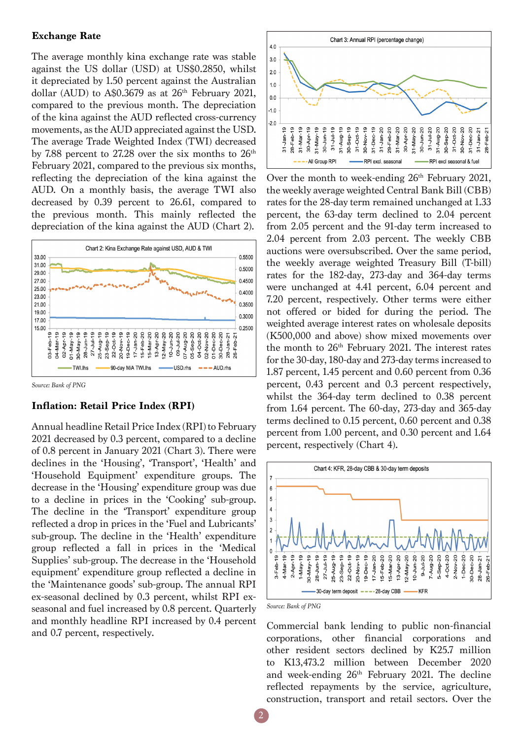### Exchange Rate

The average monthly kina exchange rate was stable against the US dollar (USD) at US$0.2850, whilst it depreciated by 1.50 percent against the Australian dollar (AUD) to A$0.3679 as at 26th February 2021, compared to the previous month. The depreciation of the kina against the AUD reflected cross-currency movements, as the AUD appreciated against the USD. The average Trade Weighted Index (TWI) decreased by 7.88 percent to 27.28 over the six months to 26th February 2021, compared to the previous six months, reflecting the depreciation of the kina against the AUD. On a monthly basis, the average TWI also decreased by 0.39 percent to 26.61, compared to the previous month. This mainly reflected the depreciation of the kina against the AUD (Chart 2).

Chart 2: Kina Exchange Rate against USD, AUD & TWI

*Source: Bank of PNG*

### Inflation: Retail Price Index (RPI)

Annual headline Retail Price Index (RPI) to February 2021 decreased by 0.3 percent, compared to a decline of 0.8 percent in January 2021 (Chart 3). There were declines in the 'Housing', 'Transport', 'Health' and 'Household Equipment' expenditure groups. The decrease in the 'Housing' expenditure group was due to a decline in prices in the 'Cooking' sub-group. The decline in the 'Transport' expenditure group reflected a drop in prices in the 'Fuel and Lubricants' sub-group. The decline in the 'Health' expenditure group reflected a fall in prices in the 'Medical Supplies' sub-group. The decrease in the 'Household equipment' expenditure group reflected a decline in the 'Maintenance goods' sub-group. The annual RPI ex-seasonal declined by 0.3 percent, whilst RPI ex-seasonal and fuel increased by 0.8 percent. Quarterly and monthly headline RPI increased by 0.4 percent and 0.7 percent, respectively.

Chart 3: Annual RPI (percentage change)

Over the month to week-ending 26th February 2021, the weekly average weighted Central Bank Bill (CBB) rates for the 28-day term remained unchanged at 1.33 percent, the 63-day term declined to 2.04 percent from 2.05 percent and the 91-day term increased to 2.04 percent from 2.03 percent. The weekly CBB auctions were oversubscribed. Over the same period, the weekly average weighted Treasury Bill (T-bill) rates for the 182-day, 273-day and 364-day terms were unchanged at 4.41 percent, 6.04 percent and 7.20 percent, respectively. Other terms were either not offered or bided for during the period. The weighted average interest rates on wholesale deposits (K500,000 and above) show mixed movements over the month to 26th February 2021. The interest rates for the 30-day, 180-day and 273-day terms increased to 1.87 percent, 1.45 percent and 0.60 percent from 0.36 percent, 0.43 percent and 0.3 percent respectively, whilst the 364-day term declined to 0.38 percent from 1.64 percent. The 60-day, 273-day and 365-day terms declined to 0.15 percent, 0.60 percent and 0.38 percent from 1.00 percent, and 0.30 percent and 1.64 percent, respectively (Chart 4).

Chart 4: KFR, 28-day CBB & 30-day term deposits

*Source: Bank of PNG*

Commercial bank lending to public non-financial corporations, other financial corporations and other resident sectors declined by K25.7 million to K13,473.2 million between December 2020 and week-ending 26th February 2021. The decline reflected repayments by the service, agriculture, construction, transport and retail sectors. Over the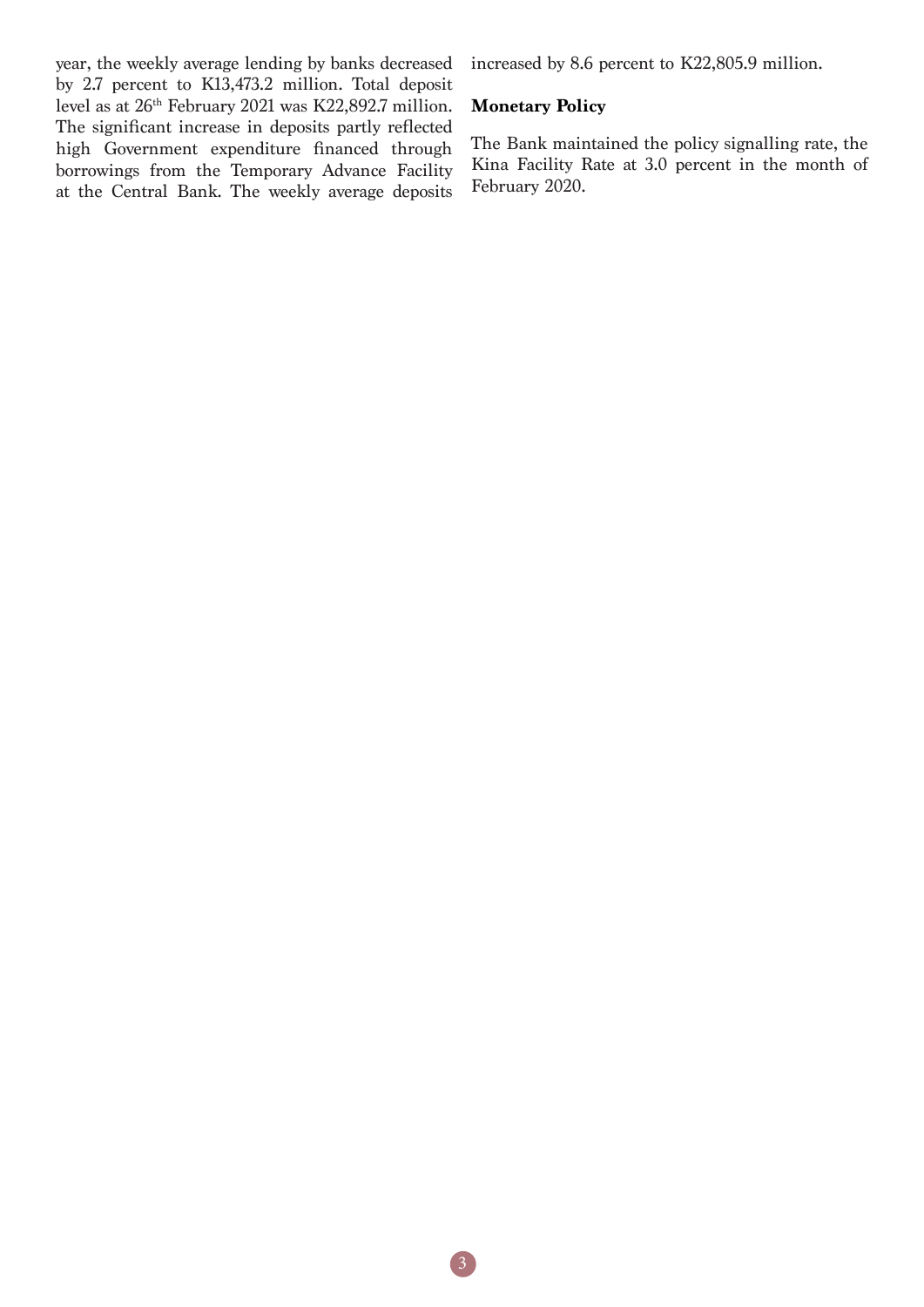year, the weekly average lending by banks decreased by 2.7 percent to K13,473.2 million. Total deposit level as at 26th February 2021 was K22,892.7 million. The significant increase in deposits partly reflected high Government expenditure financed through borrowings from the Temporary Advance Facility at the Central Bank. The weekly average deposits increased by 8.6 percent to K22,805.9 million.

**Monetary Policy**

The Bank maintained the policy signalling rate, the Kina Facility Rate at 3.0 percent in the month of February 2020.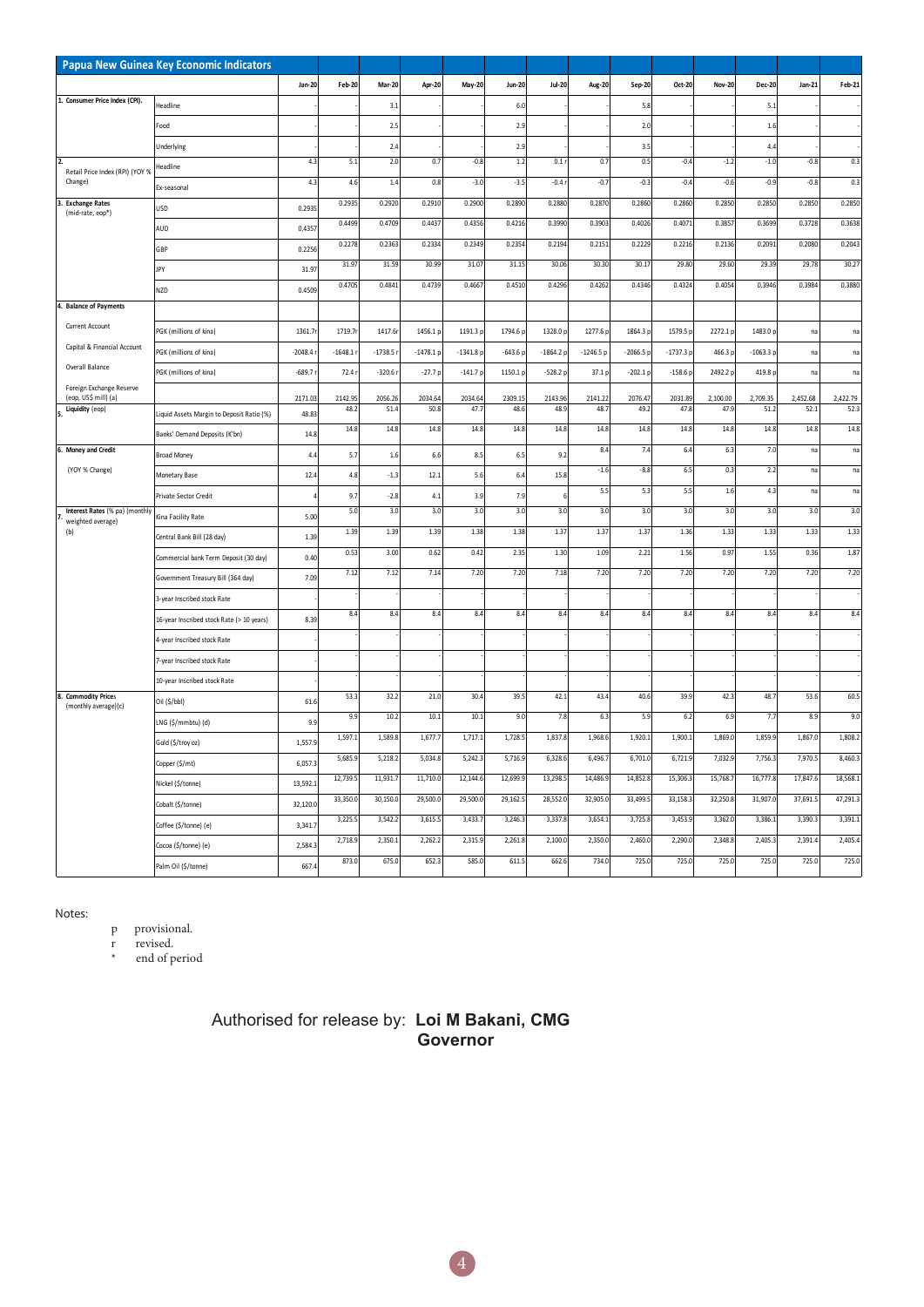| Papua New Guinea Key Economic Indicators | | Jan-20 | Feb-20 | Mar-20 | Apr-20 | May-20 | Jun-20 | Jul-20 | Aug-20 | Sep-20 | Oct-20 | Nov-20 | Dec-20 | Jan-21 | Feb-21 |
|---|---|---|---|---|---|---|---|---|---|---|---|---|---|---|---|
| 1. Consumer Price Index (CPI). | Headline | - | - | 3.1 | - | - | 6.0 | - | - | 5.8 | - | - | 5.1 | - | - |
| | Food | - | - | 2.5 | - | - | 2.9 | - | - | 2.0 | - | - | 1.6 | - | - |
| | Underlying | - | - | 2.4 | - | - | 2.9 | - | - | 3.5 | - | - | 4.4 | - | - |
| 2. Retail Price Index (RPI) (YOY % Change) | Headline | 4.3 | 5.1 | 2.0 | 0.7 | -0.8 | 1.2 | 0.1 r | 0.7 | 0.5 | -0.4 | -1.2 | -1.0 | -0.8 | 0.3 |
| | Ex-seasonal | 4.3 | 4.6 | 1.4 | 0.8 | -3.0 | -3.5 | -0.4 r | -0.7 | -0.3 | -0.4 | -0.6 | -0.9 | -0.8 | 0.3 |
| 3. Exchange Rates (mid-rate, eop*) | USD | 0.2935 | 0.2935 | 0.2920 | 0.2910 | 0.2900 | 0.2890 | 0.2880 | 0.2870 | 0.2860 | 0.2860 | 0.2850 | 0.2850 | 0.2850 | 0.2850 |
| | AUD | 0.4357 | 0.4499 | 0.4709 | 0.4437 | 0.4356 | 0.4216 | 0.3990 | 0.3903 | 0.4026 | 0.4071 | 0.3857 | 0.3699 | 0.3728 | 0.3638 |
| | GBP | 0.2256 | 0.2278 | 0.2363 | 0.2334 | 0.2349 | 0.2354 | 0.2194 | 0.2151 | 0.2229 | 0.2216 | 0.2136 | 0.2091 | 0.2080 | 0.2043 |
| | JPY | 31.97 | 31.97 | 31.59 | 30.99 | 31.07 | 31.15 | 30.06 | 30.30 | 30.17 | 29.80 | 29.60 | 29.39 | 29.78 | 30.27 |
| | NZD | 0.4509 | 0.4705 | 0.4841 | 0.4739 | 0.4667 | 0.4510 | 0.4296 | 0.4262 | 0.4346 | 0.4324 | 0.4054 | 0.3946 | 0.3984 | 0.3880 |
| 4. Balance of Payments | | | | | | | | | | | | | | | |
| Current Account | PGK (millions of kina) | 1361.7r | 1719.7r | 1417.6r | 1456.1 p | 1191.3 p | 1794.6 p | 1328.0 p | 1277.6 p | 1864.3 p | 1579.5 p | 2272.1 p | 1483.0 p | na | na |
| Capital & Financial Account | PGK (millions of kina) | -2048.4 r | -1648.1 r | -1738.5 r | -1478.1 p | -1341.8 p | -643.6 p | -1864.2 p | -1246.5 p | -2066.5 p | -1737.3 p | 466.3 p | -1063.3 p | na | na |
| Overall Balance | PGK (millions of kina) | -689.7 r | 72.4 r | -320.6 r | -27.7 p | -141.7 p | 1150.1 p | -528.2 p | 37.1 p | -202.1 p | -158.6 p | 2492.2 p | 419.8 p | na | na |
| Foreign Exchange Reserve (eop, US$ mill) (a) | | 2171.03 | 2142.95 | 2056.26 | 2034.64 | 2034.64 | 2309.15 | 2143.96 | 2141.22 | 2076.47 | 2031.89 | 2,100.00 | 2,709.35 | 2,452.68 | 2,422.79 |
| 5. Liquidity (eop) | Liquid Assets Margin to Deposit Ratio (%) | 48.83 | 48.2 | 51.4 | 50.8 | 47.7 | 48.6 | 48.9 | 48.7 | 49.2 | 47.8 | 47.9 | 51.2 | 52.1 | 52.3 |
| | Banks' Demand Deposits (K'bn) | 14.8 | 14.8 | 14.8 | 14.8 | 14.8 | 14.8 | 14.8 | 14.8 | 14.8 | 14.8 | 14.8 | 14.8 | 14.8 | 14.8 |
| 6. Money and Credit (YOY % Change) | Broad Money | 4.4 | 5.7 | 1.6 | 6.6 | 8.5 | 6.5 | 9.2 | 8.4 | 7.4 | 6.4 | 6.3 | 7.0 | na | na |
| | Monetary Base | 12.4 | 4.8 | -1.3 | 12.1 | 5.6 | 6.4 | 15.8 | -1.6 | -8.8 | 6.5 | 0.3 | 2.2 | na | na |
| | Private Sector Credit | 4 | 9.7 | -2.8 | 4.1 | 3.9 | 7.9 | 6 | 5.5 | 5.3 | 5.5 | 1.6 | 4.3 | na | na |
| 7. Interest Rates (% pa) (monthly weighted average) (b) | Kina Facility Rate | 5.00 | 5.0 | 3.0 | 3.0 | 3.0 | 3.0 | 3.0 | 3.0 | 3.0 | 3.0 | 3.0 | 3.0 | 3.0 | 3.0 |
| | Central Bank Bill (28 day) | 1.39 | 1.39 | 1.39 | 1.39 | 1.38 | 1.38 | 1.37 | 1.37 | 1.37 | 1.36 | 1.33 | 1.33 | 1.33 | 1.33 |
| | Commercial bank Term Deposit (30 day) | 0.40 | 0.53 | 3.00 | 0.62 | 0.42 | 2.35 | 1.30 | 1.09 | 2.21 | 1.56 | 0.97 | 1.55 | 0.36 | 1.87 |
| | Government Treasury Bill (364 day) | 7.09 | 7.12 | 7.12 | 7.14 | 7.20 | 7.20 | 7.18 | 7.20 | 7.20 | 7.20 | 7.20 | 7.20 | 7.20 | 7.20 |
| | 3-year Inscribed stock Rate | - | - | - | - | - | - | - | - | - | - | - | - | - | - |
| | 16-year Inscribed stock Rate (> 10 years) | 8.39 | 8.4 | 8.4 | 8.4 | 8.4 | 8.4 | 8.4 | 8.4 | 8.4 | 8.4 | 8.4 | 8.4 | 8.4 | 8.4 |
| | 4-year Inscribed stock Rate | - | - | - | - | - | - | - | - | - | - | - | - | - | - |
| | 7-year Inscribed stock Rate | - | - | - | - | - | - | - | - | - | - | - | - | - | - |
| | 10-year Inscribed stock Rate | - | - | - | - | - | - | - | - | - | - | - | - | - | - |
| 8. Commodity Prices (monthly average)(c) | Oil ($/bbl) | 61.6 | 53.3 | 32.2 | 21.0 | 30.4 | 39.5 | 42.1 | 43.4 | 40.6 | 39.9 | 42.3 | 48.7 | 53.6 | 60.5 |
| | LNG ($/mmbtu) (d) | 9.9 | 9.9 | 10.2 | 10.1 | 10.1 | 9.0 | 7.8 | 6.3 | 5.9 | 6.2 | 6.9 | 7.7 | 8.9 | 9.0 |
| | Gold ($/troy oz) | 1,557.9 | 1,597.1 | 1,589.8 | 1,677.7 | 1,717.1 | 1,728.5 | 1,837.8 | 1,968.6 | 1,920.1 | 1,900.1 | 1,869.0 | 1,859.9 | 1,867.0 | 1,808.2 |
| | Copper ($/mt) | 6,057.3 | 5,685.9 | 5,218.2 | 5,034.8 | 5,242.3 | 5,716.9 | 6,328.6 | 6,496.7 | 6,701.0 | 6,721.9 | 7,032.9 | 7,756.3 | 7,970.5 | 8,460.3 |
| | Nickel ($/tonne) | 13,592.1 | 12,739.5 | 11,931.7 | 11,710.0 | 12,144.6 | 12,699.9 | 13,298.5 | 14,486.9 | 14,852.8 | 15,306.3 | 15,768.7 | 16,777.8 | 17,847.6 | 18,568.1 |
| | Cobalt ($/tonne) | 32,120.0 | 33,350.0 | 30,150.0 | 29,500.0 | 29,500.0 | 29,162.5 | 28,552.0 | 32,905.0 | 33,499.5 | 33,158.3 | 32,250.8 | 31,907.0 | 37,691.5 | 47,291.3 |
| | Coffee ($/tonne) (e) | 3,341.7 | 3,225.5 | 3,542.2 | 3,615.5 | 3,433.7 | 3,246.3 | 3,337.8 | 3,654.1 | 3,725.8 | 3,453.9 | 3,362.0 | 3,386.1 | 3,390.3 | 3,391.1 |
| | Cocoa ($/tonne) (e) | 2,584.3 | 2,718.9 | 2,350.1 | 2,262.2 | 2,315.9 | 2,261.8 | 2,100.0 | 2,350.0 | 2,460.0 | 2,290.0 | 2,348.8 | 2,405.3 | 2,391.4 | 2,405.4 |
| | Palm Oil ($/tonne) | 667.4 | 873.0 | 675.0 | 652.3 | 585.0 | 611.5 | 662.6 | 734.0 | 725.0 | 725.0 | 725.0 | 725.0 | 725.0 | 725.0 |

Notes:

- p provisional.
- r revised.
- \* end of period

Authorised for release by: **Loi M Bakani, CMG**
**Governor**